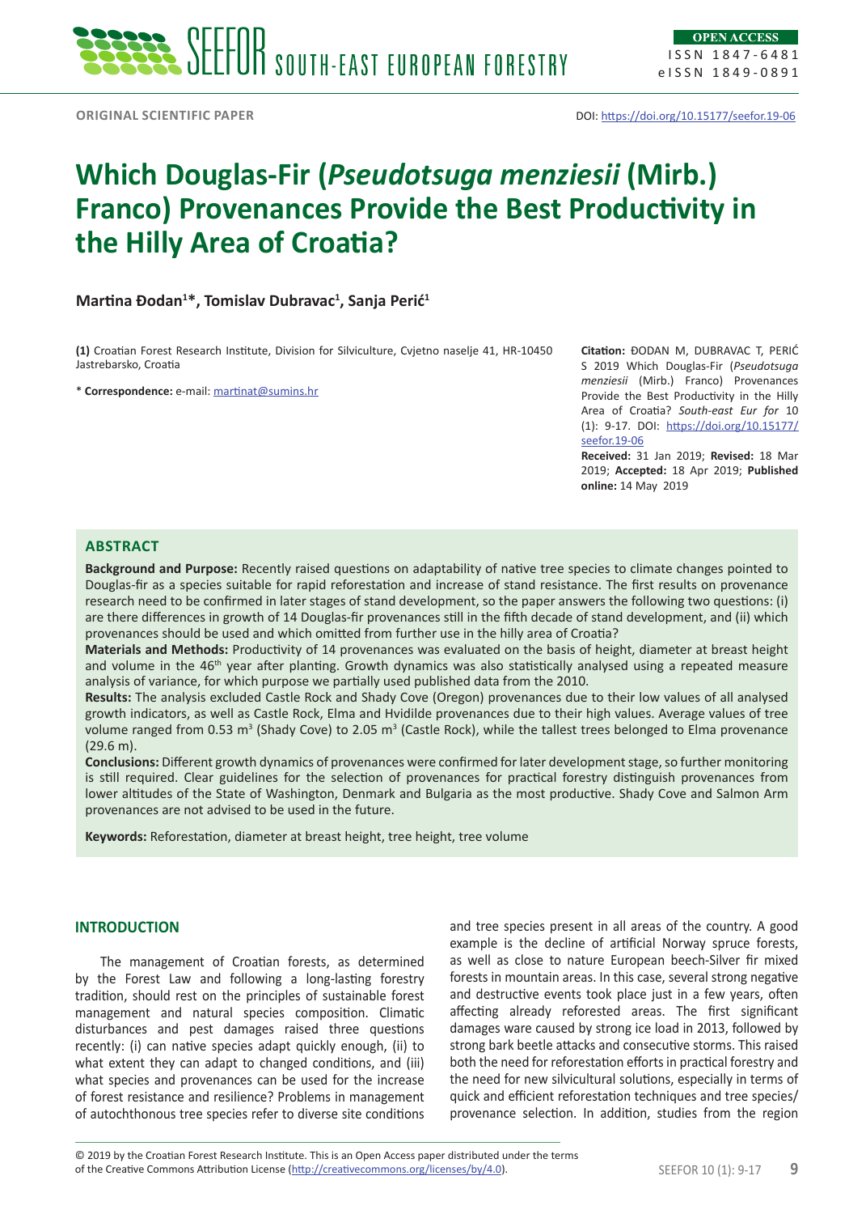ORIGINAL SCIENTIFIC PAPER

DOI: https://doi.org/10.15177/seefor.19-06

# Which Douglas-Fir (*Pseudotsuga menziesii* (Mirb.) Franco) Provenances Provide the Best Productivity in the Hilly Area of Croatia?

**Martina Đodan[1]\*, Tomislav Dubravac[1], Sanja Perić[1]**

**(1)** Croatian Forest Research Institute, Division for Silviculture, Cvjetno naselje 41, HR-10450 Jastrebarsko, Croatia

\* **Correspondence:** e-mail: martinat@sumins.hr

**Citation:** ĐODAN M, DUBRAVAC T, PERIĆ S 2019 Which Douglas-Fir (*Pseudotsuga menziesii* (Mirb.) Franco) Provenances Provide the Best Productivity in the Hilly Area of Croatia? *South-east Eur for* 10 (1): 9-17. DOI: https://doi.org/10.15177/seefor.19-06

**Received:** 31 Jan 2019; **Revised:** 18 Mar 2019; **Accepted:** 18 Apr 2019; **Published online:** 14 May 2019

## ABSTRACT

**Background and Purpose:** Recently raised questions on adaptability of native tree species to climate changes pointed to Douglas-fir as a species suitable for rapid reforestation and increase of stand resistance. The first results on provenance research need to be confirmed in later stages of stand development, so the paper answers the following two questions: (i) are there differences in growth of 14 Douglas-fir provenances still in the fifth decade of stand development, and (ii) which provenances should be used and which omitted from further use in the hilly area of Croatia?

**Materials and Methods:** Productivity of 14 provenances was evaluated on the basis of height, diameter at breast height and volume in the 46$^{th}$ year after planting. Growth dynamics was also statistically analysed using a repeated measure analysis of variance, for which purpose we partially used published data from the 2010.

**Results:** The analysis excluded Castle Rock and Shady Cove (Oregon) provenances due to their low values of all analysed growth indicators, as well as Castle Rock, Elma and Hvidilde provenances due to their high values. Average values of tree volume ranged from 0.53 m$^3$ (Shady Cove) to 2.05 m$^3$ (Castle Rock), while the tallest trees belonged to Elma provenance (29.6 m).

**Conclusions:** Different growth dynamics of provenances were confirmed for later development stage, so further monitoring is still required. Clear guidelines for the selection of provenances for practical forestry distinguish provenances from lower altitudes of the State of Washington, Denmark and Bulgaria as the most productive. Shady Cove and Salmon Arm provenances are not advised to be used in the future.

**Keywords:** Reforestation, diameter at breast height, tree height, tree volume

## INTRODUCTION

The management of Croatian forests, as determined by the Forest Law and following a long-lasting forestry tradition, should rest on the principles of sustainable forest management and natural species composition. Climatic disturbances and pest damages raised three questions recently: (i) can native species adapt quickly enough, (ii) to what extent they can adapt to changed conditions, and (iii) what species and provenances can be used for the increase of forest resistance and resilience? Problems in management of autochthonous tree species refer to diverse site conditions and tree species present in all areas of the country. A good example is the decline of artificial Norway spruce forests, as well as close to nature European beech-Silver fir mixed forests in mountain areas. In this case, several strong negative and destructive events took place just in a few years, often affecting already reforested areas. The first significant damages ware caused by strong ice load in 2013, followed by strong bark beetle attacks and consecutive storms. This raised both the need for reforestation efforts in practical forestry and the need for new silvicultural solutions, especially in terms of quick and efficient reforestation techniques and tree species/provenance selection. In addition, studies from the region

© 2019 by the Croatian Forest Research Institute. This is an Open Access paper distributed under the terms of the Creative Commons Attribution License (http://creativecommons.org/licenses/by/4.0).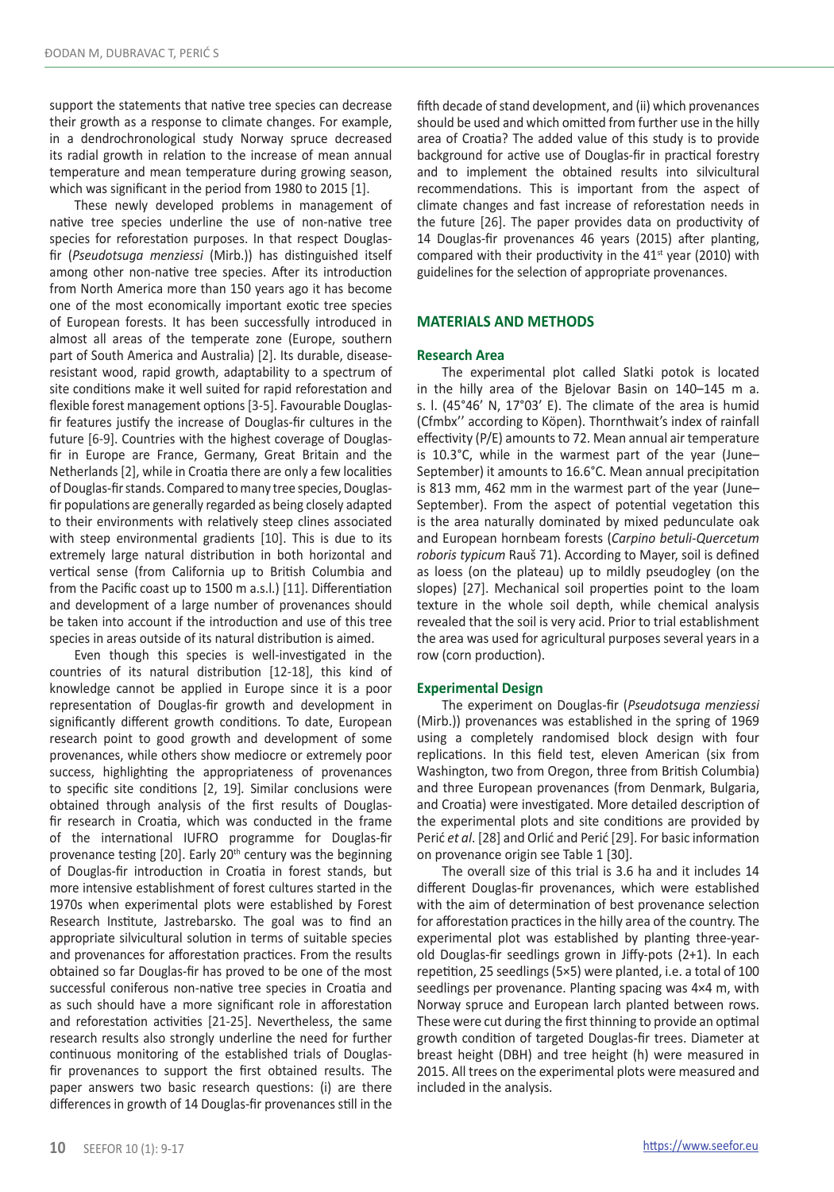support the statements that native tree species can decrease their growth as a response to climate changes. For example, in a dendrochronological study Norway spruce decreased its radial growth in relation to the increase of mean annual temperature and mean temperature during growing season, which was significant in the period from 1980 to 2015 [1].

These newly developed problems in management of native tree species underline the use of non-native tree species for reforestation purposes. In that respect Douglas-fir (*Pseudotsuga menziessi* (Mirb.)) has distinguished itself among other non-native tree species. After its introduction from North America more than 150 years ago it has become one of the most economically important exotic tree species of European forests. It has been successfully introduced in almost all areas of the temperate zone (Europe, southern part of South America and Australia) [2]. Its durable, disease-resistant wood, rapid growth, adaptability to a spectrum of site conditions make it well suited for rapid reforestation and flexible forest management options [3-5]. Favourable Douglas-fir features justify the increase of Douglas-fir cultures in the future [6-9]. Countries with the highest coverage of Douglas-fir in Europe are France, Germany, Great Britain and the Netherlands [2], while in Croatia there are only a few localities of Douglas-fir stands. Compared to many tree species, Douglas-fir populations are generally regarded as being closely adapted to their environments with relatively steep clines associated with steep environmental gradients [10]. This is due to its extremely large natural distribution in both horizontal and vertical sense (from California up to British Columbia and from the Pacific coast up to 1500 m a.s.l.) [11]. Differentiation and development of a large number of provenances should be taken into account if the introduction and use of this tree species in areas outside of its natural distribution is aimed.

Even though this species is well-investigated in the countries of its natural distribution [12-18], this kind of knowledge cannot be applied in Europe since it is a poor representation of Douglas-fir growth and development in significantly different growth conditions. To date, European research point to good growth and development of some provenances, while others show mediocre or extremely poor success, highlighting the appropriateness of provenances to specific site conditions [2, 19]. Similar conclusions were obtained through analysis of the first results of Douglas-fir research in Croatia, which was conducted in the frame of the international IUFRO programme for Douglas-fir provenance testing [20]. Early 20th century was the beginning of Douglas-fir introduction in Croatia in forest stands, but more intensive establishment of forest cultures started in the 1970s when experimental plots were established by Forest Research Institute, Jastrebarsko. The goal was to find an appropriate silvicultural solution in terms of suitable species and provenances for afforestation practices. From the results obtained so far Douglas-fir has proved to be one of the most successful coniferous non-native tree species in Croatia and as such should have a more significant role in afforestation and reforestation activities [21-25]. Nevertheless, the same research results also strongly underline the need for further continuous monitoring of the established trials of Douglas-fir provenances to support the first obtained results. The paper answers two basic research questions: (i) are there differences in growth of 14 Douglas-fir provenances still in the fifth decade of stand development, and (ii) which provenances should be used and which omitted from further use in the hilly area of Croatia? The added value of this study is to provide background for active use of Douglas-fir in practical forestry and to implement the obtained results into silvicultural recommendations. This is important from the aspect of climate changes and fast increase of reforestation needs in the future [26]. The paper provides data on productivity of 14 Douglas-fir provenances 46 years (2015) after planting, compared with their productivity in the 41st year (2010) with guidelines for the selection of appropriate provenances.

## MATERIALS AND METHODS

### Research Area

The experimental plot called Slatki potok is located in the hilly area of the Bjelovar Basin on 140–145 m a. s. l. (45°46′ N, 17°03′ E). The climate of the area is humid (Cfmbx'' according to Köpen). Thornthwait's index of rainfall effectivity (P/E) amounts to 72. Mean annual air temperature is 10.3°C, while in the warmest part of the year (June–September) it amounts to 16.6°C. Mean annual precipitation is 813 mm, 462 mm in the warmest part of the year (June–September). From the aspect of potential vegetation this is the area naturally dominated by mixed pedunculate oak and European hornbeam forests (*Carpino betuli-Quercetum roboris typicum* Rauš 71). According to Mayer, soil is defined as loess (on the plateau) up to mildly pseudogley (on the slopes) [27]. Mechanical soil properties point to the loam texture in the whole soil depth, while chemical analysis revealed that the soil is very acid. Prior to trial establishment the area was used for agricultural purposes several years in a row (corn production).

### Experimental Design

The experiment on Douglas-fir (*Pseudotsuga menziessi* (Mirb.)) provenances was established in the spring of 1969 using a completely randomised block design with four replications. In this field test, eleven American (six from Washington, two from Oregon, three from British Columbia) and three European provenances (from Denmark, Bulgaria, and Croatia) were investigated. More detailed description of the experimental plots and site conditions are provided by Perić *et al*. [28] and Orlić and Perić [29]. For basic information on provenance origin see Table 1 [30].

The overall size of this trial is 3.6 ha and it includes 14 different Douglas-fir provenances, which were established with the aim of determination of best provenance selection for afforestation practices in the hilly area of the country. The experimental plot was established by planting three-year-old Douglas-fir seedlings grown in Jiffy-pots (2+1). In each repetition, 25 seedlings (5×5) were planted, i.e. a total of 100 seedlings per provenance. Planting spacing was 4×4 m, with Norway spruce and European larch planted between rows. These were cut during the first thinning to provide an optimal growth condition of targeted Douglas-fir trees. Diameter at breast height (DBH) and tree height (h) were measured in 2015. All trees on the experimental plots were measured and included in the analysis.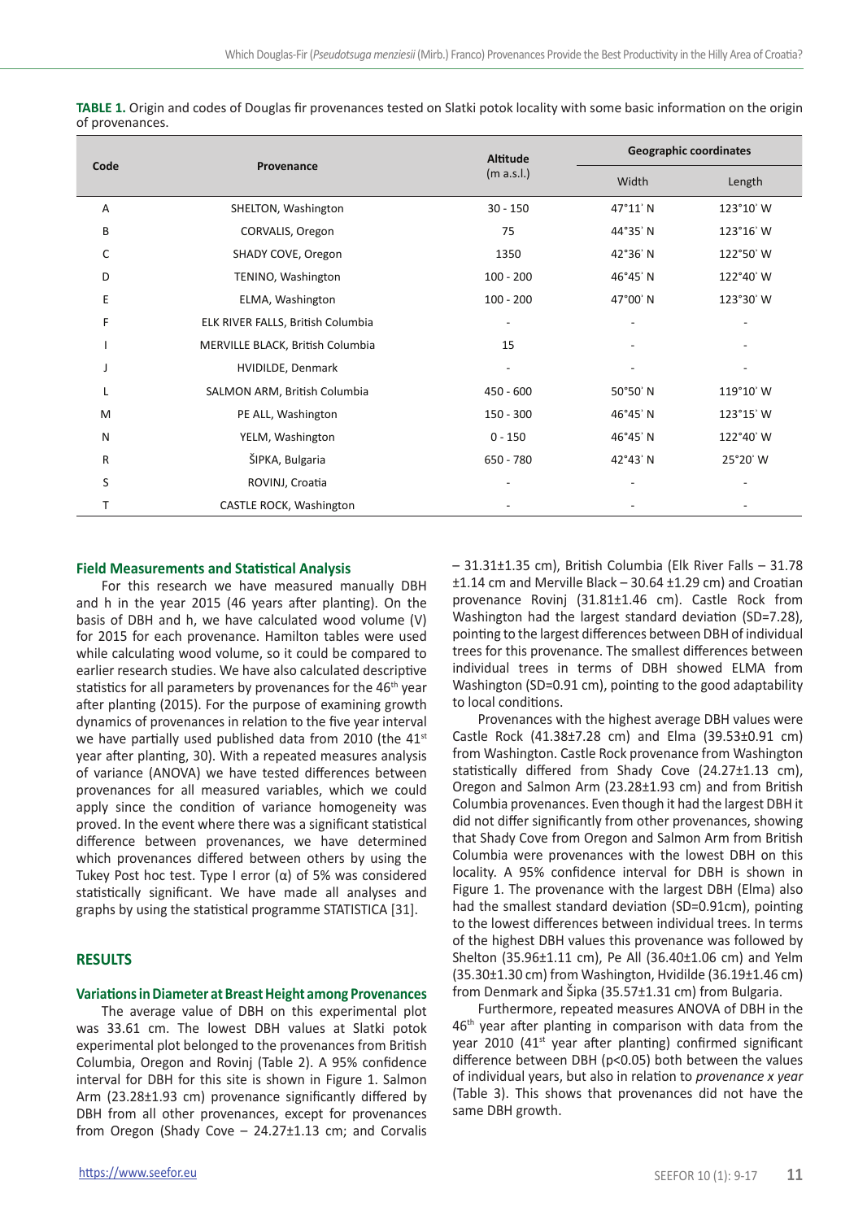**TABLE 1.** Origin and codes of Douglas fir provenances tested on Slatki potok locality with some basic information on the origin of provenances.

| Code | Provenance | Altitude (m a.s.l.) | Geographic coordinates | |
|---|---|---|---|---|
| | | | Width | Length |
| A | SHELTON, Washington | 30 - 150 | 47°11' N | 123°10' W |
| B | CORVALIS, Oregon | 75 | 44°35' N | 123°16' W |
| C | SHADY COVE, Oregon | 1350 | 42°36' N | 122°50' W |
| D | TENINO, Washington | 100 - 200 | 46°45' N | 122°40' W |
| E | ELMA, Washington | 100 - 200 | 47°00' N | 123°30' W |
| F | ELK RIVER FALLS, British Columbia | - | - | - |
| I | MERVILLE BLACK, British Columbia | 15 | - | - |
| J | HVIDILDE, Denmark | - | - | - |
| L | SALMON ARM, British Columbia | 450 - 600 | 50°50' N | 119°10' W |
| M | PE ALL, Washington | 150 - 300 | 46°45' N | 123°15' W |
| N | YELM, Washington | 0 - 150 | 46°45' N | 122°40' W |
| R | ŠIPKA, Bulgaria | 650 - 780 | 42°43' N | 25°20' W |
| S | ROVINJ, Croatia | - | - | - |
| T | CASTLE ROCK, Washington | - | - | - |

### Field Measurements and Statistical Analysis

For this research we have measured manually DBH and h in the year 2015 (46 years after planting). On the basis of DBH and h, we have calculated wood volume (V) for 2015 for each provenance. Hamilton tables were used while calculating wood volume, so it could be compared to earlier research studies. We have also calculated descriptive statistics for all parameters by provenances for the 46th year after planting (2015). For the purpose of examining growth dynamics of provenances in relation to the five year interval we have partially used published data from 2010 (the 41st year after planting, 30). With a repeated measures analysis of variance (ANOVA) we have tested differences between provenances for all measured variables, which we could apply since the condition of variance homogeneity was proved. In the event where there was a significant statistical difference between provenances, we have determined which provenances differed between others by using the Tukey Post hoc test. Type I error (α) of 5% was considered statistically significant. We have made all analyses and graphs by using the statistical programme STATISTICA [31].

## RESULTS

### Variations in Diameter at Breast Height among Provenances

The average value of DBH on this experimental plot was 33.61 cm. The lowest DBH values at Slatki potok experimental plot belonged to the provenances from British Columbia, Oregon and Rovinj (Table 2). A 95% confidence interval for DBH for this site is shown in Figure 1. Salmon Arm (23.28±1.93 cm) provenance significantly differed by DBH from all other provenances, except for provenances from Oregon (Shady Cove – 24.27±1.13 cm; and Corvalis – 31.31±1.35 cm), British Columbia (Elk River Falls – 31.78 ±1.14 cm and Merville Black – 30.64 ±1.29 cm) and Croatian provenance Rovinj (31.81±1.46 cm). Castle Rock from Washington had the largest standard deviation (SD=7.28), pointing to the largest differences between DBH of individual trees for this provenance. The smallest differences between individual trees in terms of DBH showed ELMA from Washington (SD=0.91 cm), pointing to the good adaptability to local conditions.

Provenances with the highest average DBH values were Castle Rock (41.38±7.28 cm) and Elma (39.53±0.91 cm) from Washington. Castle Rock provenance from Washington statistically differed from Shady Cove (24.27±1.13 cm), Oregon and Salmon Arm (23.28±1.93 cm) and from British Columbia provenances. Even though it had the largest DBH it did not differ significantly from other provenances, showing that Shady Cove from Oregon and Salmon Arm from British Columbia were provenances with the lowest DBH on this locality. A 95% confidence interval for DBH is shown in Figure 1. The provenance with the largest DBH (Elma) also had the smallest standard deviation (SD=0.91cm), pointing to the lowest differences between individual trees. In terms of the highest DBH values this provenance was followed by Shelton (35.96±1.11 cm), Pe All (36.40±1.06 cm) and Yelm (35.30±1.30 cm) from Washington, Hvidilde (36.19±1.46 cm) from Denmark and Šipka (35.57±1.31 cm) from Bulgaria.

Furthermore, repeated measures ANOVA of DBH in the 46th year after planting in comparison with data from the year 2010 (41st year after planting) confirmed significant difference between DBH ($p<0.05$) both between the values of individual years, but also in relation to *provenance x year* (Table 3). This shows that provenances did not have the same DBH growth.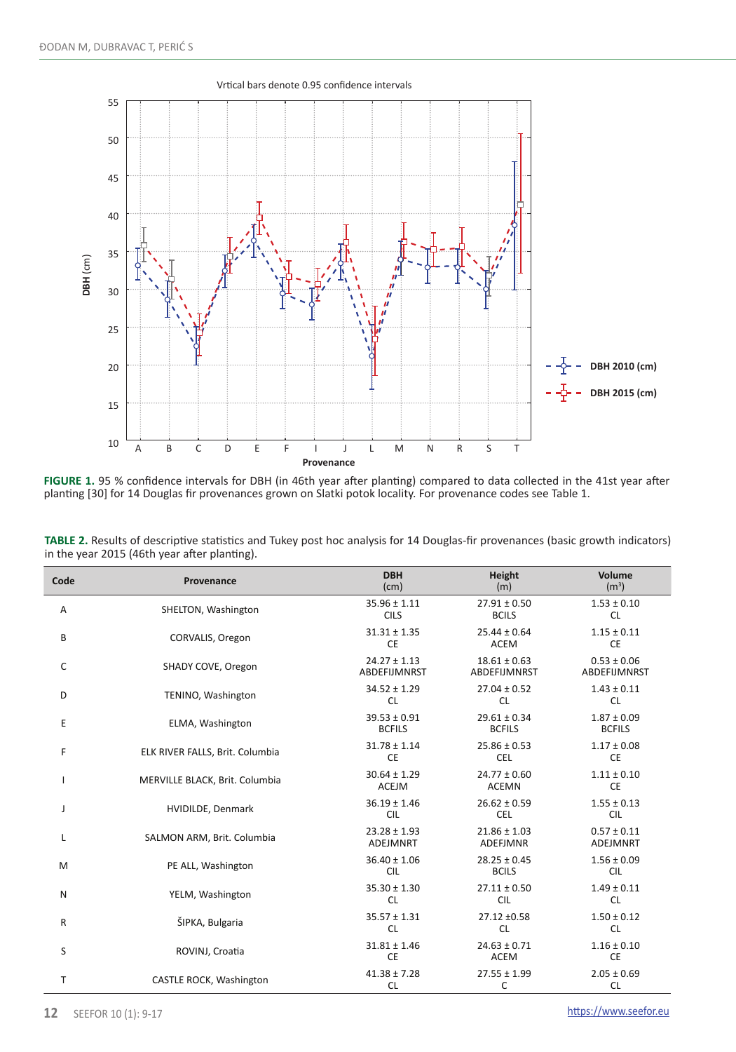Vrtical bars denote 0.95 confidence intervals

**FIGURE 1.** 95 % confidence intervals for DBH (in 46th year after planting) compared to data collected in the 41st year after planting [30] for 14 Douglas fir provenances grown on Slatki potok locality. For provenance codes see Table 1.

**TABLE 2.** Results of descriptive statistics and Tukey post hoc analysis for 14 Douglas-fir provenances (basic growth indicators) in the year 2015 (46th year after planting).

| Code | Provenance | DBH (cm) | Height (m) | Volume (m$^3$) |
|---|---|---|---|---|
| A | SHELTON, Washington | 35.96 ± 1.11 CILS | 27.91 ± 0.50 BCILS | 1.53 ± 0.10 CL |
| B | CORVALIS, Oregon | 31.31 ± 1.35 CE | 25.44 ± 0.64 ACEM | 1.15 ± 0.11 CE |
| C | SHADY COVE, Oregon | 24.27 ± 1.13 ABDEFIJMNRST | 18.61 ± 0.63 ABDEFIJMNRST | 0.53 ± 0.06 ABDEFIJMNRST |
| D | TENINO, Washington | 34.52 ± 1.29 CL | 27.04 ± 0.52 CL | 1.43 ± 0.11 CL |
| E | ELMA, Washington | 39.53 ± 0.91 BCFILS | 29.61 ± 0.34 BCFILS | 1.87 ± 0.09 BCFILS |
| F | ELK RIVER FALLS, Brit. Columbia | 31.78 ± 1.14 CE | 25.86 ± 0.53 CEL | 1.17 ± 0.08 CE |
| I | MERVILLE BLACK, Brit. Columbia | 30.64 ± 1.29 ACEJM | 24.77 ± 0.60 ACEMN | 1.11 ± 0.10 CE |
| J | HVIDILDE, Denmark | 36.19 ± 1.46 CIL | 26.62 ± 0.59 CEL | 1.55 ± 0.13 CIL |
| L | SALMON ARM, Brit. Columbia | 23.28 ± 1.93 ADEJMNRT | 21.86 ± 1.03 ADEFJMNR | 0.57 ± 0.11 ADEJMNRT |
| M | PE ALL, Washington | 36.40 ± 1.06 CIL | 28.25 ± 0.45 BCILS | 1.56 ± 0.09 CIL |
| N | YELM, Washington | 35.30 ± 1.30 CL | 27.11 ± 0.50 CIL | 1.49 ± 0.11 CL |
| R | ŠIPKA, Bulgaria | 35.57 ± 1.31 CL | 27.12 ±0.58 CL | 1.50 ± 0.12 CL |
| S | ROVINJ, Croatia | 31.81 ± 1.46 CE | 24.63 ± 0.71 ACEM | 1.16 ± 0.10 CE |
| T | CASTLE ROCK, Washington | 41.38 ± 7.28 CL | 27.55 ± 1.99 C | 2.05 ± 0.69 CL |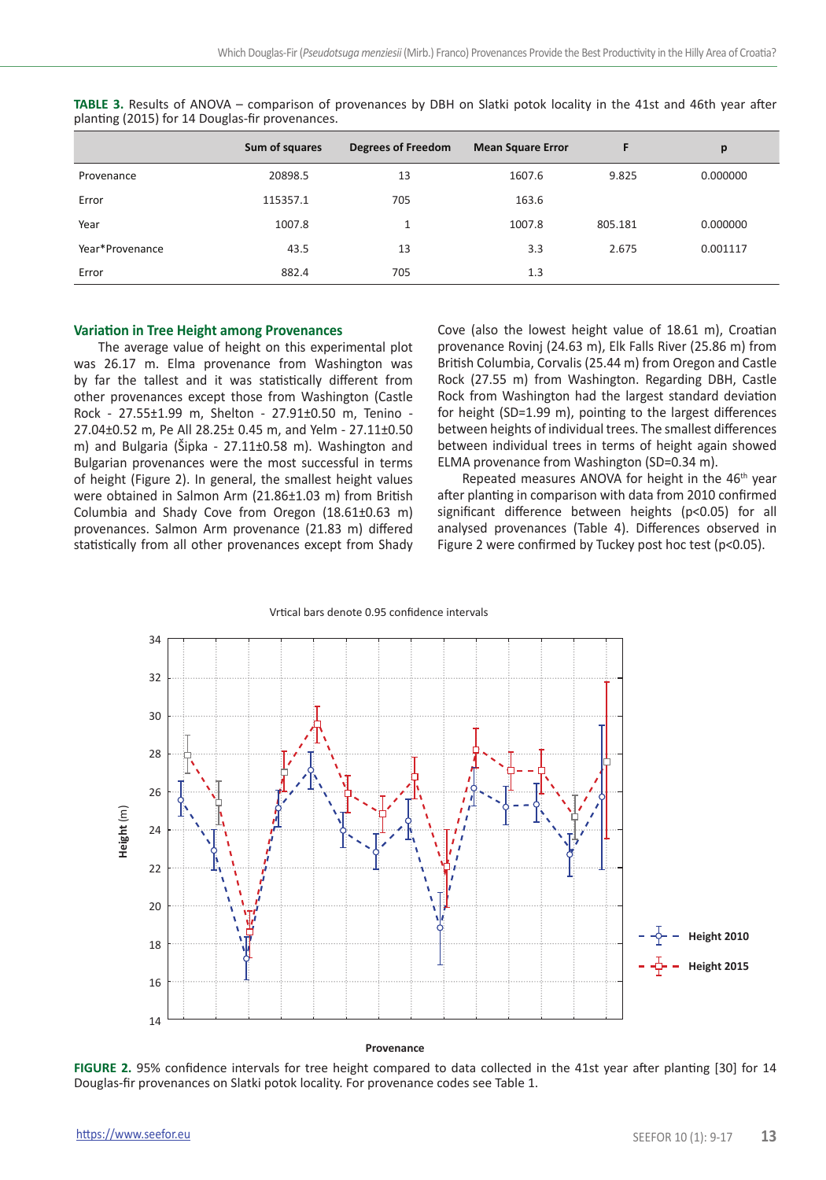**TABLE 3.** Results of ANOVA – comparison of provenances by DBH on Slatki potok locality in the 41st and 46th year after planting (2015) for 14 Douglas-fir provenances.

| | Sum of squares | Degrees of Freedom | Mean Square Error | F | p |
|---|---|---|---|---|---|
| Provenance | 20898.5 | 13 | 1607.6 | 9.825 | 0.000000 |
| Error | 115357.1 | 705 | 163.6 | | |
| Year | 1007.8 | 1 | 1007.8 | 805.181 | 0.000000 |
| Year*Provenance | 43.5 | 13 | 3.3 | 2.675 | 0.001117 |
| Error | 882.4 | 705 | 1.3 | | |

### Variation in Tree Height among Provenances

The average value of height on this experimental plot was 26.17 m. Elma provenance from Washington was by far the tallest and it was statistically different from other provenances except those from Washington (Castle Rock - 27.55±1.99 m, Shelton - 27.91±0.50 m, Tenino - 27.04±0.52 m, Pe All 28.25± 0.45 m, and Yelm - 27.11±0.50 m) and Bulgaria (Šipka - 27.11±0.58 m). Washington and Bulgarian provenances were the most successful in terms of height (Figure 2). In general, the smallest height values were obtained in Salmon Arm (21.86±1.03 m) from British Columbia and Shady Cove from Oregon (18.61±0.63 m) provenances. Salmon Arm provenance (21.83 m) differed statistically from all other provenances except from Shady Cove (also the lowest height value of 18.61 m), Croatian provenance Rovinj (24.63 m), Elk Falls River (25.86 m) from British Columbia, Corvalis (25.44 m) from Oregon and Castle Rock (27.55 m) from Washington. Regarding DBH, Castle Rock from Washington had the largest standard deviation for height (SD=1.99 m), pointing to the largest differences between heights of individual trees. The smallest differences between individual trees in terms of height again showed ELMA provenance from Washington (SD=0.34 m).

Repeated measures ANOVA for height in the 46th year after planting in comparison with data from 2010 confirmed significant difference between heights ($p<0.05$) for all analysed provenances (Table 4). Differences observed in Figure 2 were confirmed by Tuckey post hoc test ($p<0.05$).

**FIGURE 2.** 95% confidence intervals for tree height compared to data collected in the 41st year after planting [30] for 14 Douglas-fir provenances on Slatki potok locality. For provenance codes see Table 1.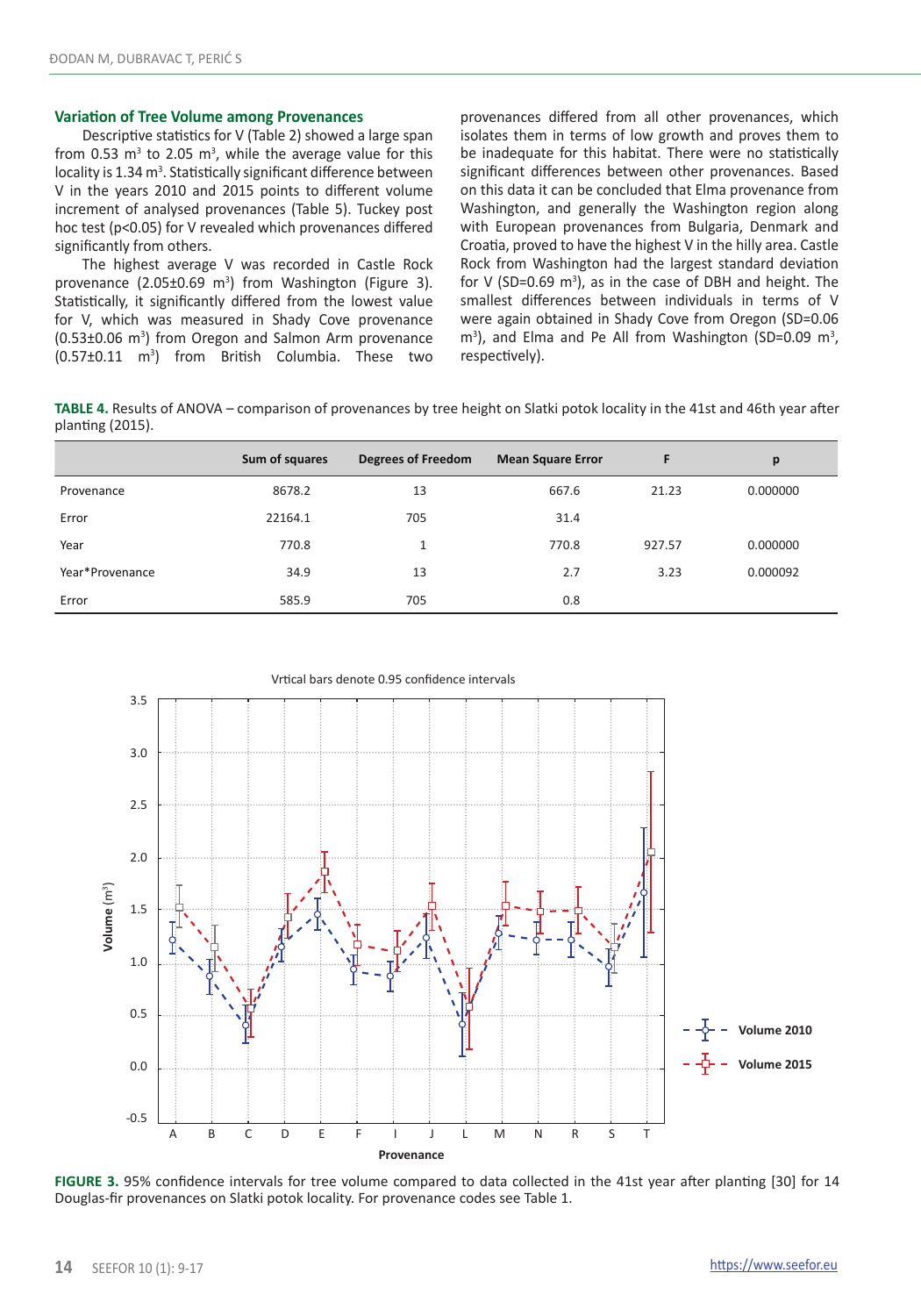### Variation of Tree Volume among Provenances

Descriptive statistics for V (Table 2) showed a large span from 0.53 m$^3$ to 2.05 m$^3$, while the average value for this locality is 1.34 m$^3$. Statistically significant difference between V in the years 2010 and 2015 points to different volume increment of analysed provenances (Table 5). Tuckey post hoc test ($p<0.05$) for V revealed which provenances differed significantly from others.

The highest average V was recorded in Castle Rock provenance (2.05±0.69 m$^3$) from Washington (Figure 3). Statistically, it significantly differed from the lowest value for V, which was measured in Shady Cove provenance (0.53±0.06 m$^3$) from Oregon and Salmon Arm provenance (0.57±0.11 m$^3$) from British Columbia. These two provenances differed from all other provenances, which isolates them in terms of low growth and proves them to be inadequate for this habitat. There were no statistically significant differences between other provenances. Based on this data it can be concluded that Elma provenance from Washington, and generally the Washington region along with European provenances from Bulgaria, Denmark and Croatia, proved to have the highest V in the hilly area. Castle Rock from Washington had the largest standard deviation for V (SD=0.69 m$^3$), as in the case of DBH and height. The smallest differences between individuals in terms of V were again obtained in Shady Cove from Oregon (SD=0.06 m$^3$), and Elma and Pe All from Washington (SD=0.09 m$^3$, respectively).

**TABLE 4.** Results of ANOVA – comparison of provenances by tree height on Slatki potok locality in the 41st and 46th year after planting (2015).

| | Sum of squares | Degrees of Freedom | Mean Square Error | F | p |
|---|---|---|---|---|---|
| Provenance | 8678.2 | 13 | 667.6 | 21.23 | 0.000000 |
| Error | 22164.1 | 705 | 31.4 | | |
| Year | 770.8 | 1 | 770.8 | 927.57 | 0.000000 |
| Year*Provenance | 34.9 | 13 | 2.7 | 3.23 | 0.000092 |
| Error | 585.9 | 705 | 0.8 | | |

**FIGURE 3.** 95% confidence intervals for tree volume compared to data collected in the 41st year after planting [30] for 14 Douglas-fir provenances on Slatki potok locality. For provenance codes see Table 1.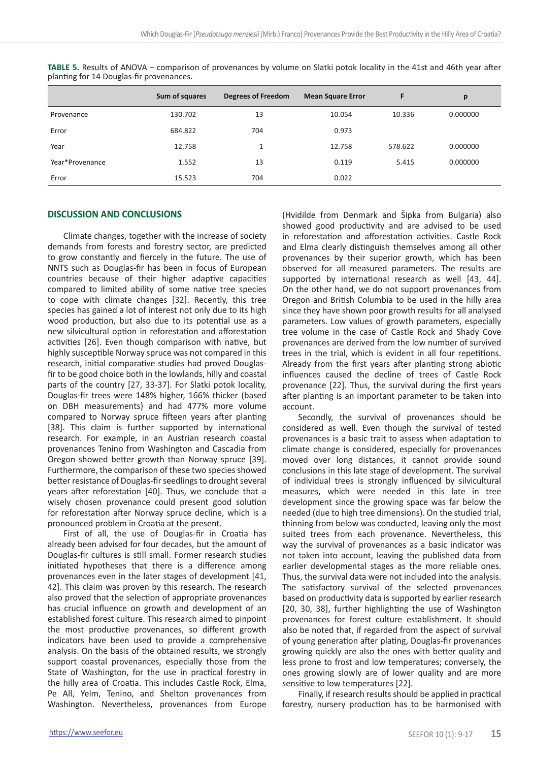**TABLE 5.** Results of ANOVA – comparison of provenances by volume on Slatki potok locality in the 41st and 46th year after planting for 14 Douglas-fir provenances.

| | Sum of squares | Degrees of Freedom | Mean Square Error | F | p |
|---|---|---|---|---|---|
| Provenance | 130.702 | 13 | 10.054 | 10.336 | 0.000000 |
| Error | 684.822 | 704 | 0.973 | | |
| Year | 12.758 | 1 | 12.758 | 578.622 | 0.000000 |
| Year*Provenance | 1.552 | 13 | 0.119 | 5.415 | 0.000000 |
| Error | 15.523 | 704 | 0.022 | | |

## DISCUSSION AND CONCLUSIONS

Climate changes, together with the increase of society demands from forests and forestry sector, are predicted to grow constantly and fiercely in the future. The use of NNTS such as Douglas-fir has been in focus of European countries because of their higher adaptive capacities compared to limited ability of some native tree species to cope with climate changes [32]. Recently, this tree species has gained a lot of interest not only due to its high wood production, but also due to its potential use as a new silvicultural option in reforestation and afforestation activities [26]. Even though comparison with native, but highly susceptible Norway spruce was not compared in this research, initial comparative studies had proved Douglas-fir to be good choice both in the lowlands, hilly and coastal parts of the country [27, 33-37]. For Slatki potok locality, Douglas-fir trees were 148% higher, 166% thicker (based on DBH measurements) and had 477% more volume compared to Norway spruce fifteen years after planting [38]. This claim is further supported by international research. For example, in an Austrian research coastal provenances Tenino from Washington and Cascadia from Oregon showed better growth than Norway spruce [39]. Furthermore, the comparison of these two species showed better resistance of Douglas-fir seedlings to drought several years after reforestation [40]. Thus, we conclude that a wisely chosen provenance could present good solution for reforestation after Norway spruce decline, which is a pronounced problem in Croatia at the present.

First of all, the use of Douglas-fir in Croatia has already been advised for four decades, but the amount of Douglas-fir cultures is still small. Former research studies initiated hypotheses that there is a difference among provenances even in the later stages of development [41, 42]. This claim was proven by this research. The research also proved that the selection of appropriate provenances has crucial influence on growth and development of an established forest culture. This research aimed to pinpoint the most productive provenances, so different growth indicators have been used to provide a comprehensive analysis. On the basis of the obtained results, we strongly support coastal provenances, especially those from the State of Washington, for the use in practical forestry in the hilly area of Croatia. This includes Castle Rock, Elma, Pe Ell, Yelm, Tenino, and Shelton provenances from Washington. Nevertheless, provenances from Europe (Hvidilde from Denmark and Šipka from Bulgaria) also showed good productivity and are advised to be used in reforestation and afforestation activities. Castle Rock and Elma clearly distinguish themselves among all other provenances by their superior growth, which has been observed for all measured parameters. The results are supported by international research as well [43, 44]. On the other hand, we do not support provenances from Oregon and British Columbia to be used in the hilly area since they have shown poor growth results for all analysed parameters. Low values of growth parameters, especially tree volume in the case of Castle Rock and Shady Cove provenances are derived from the low number of survived trees in the trial, which is evident in all four repetitions. Already from the first years after planting strong abiotic influences caused the decline of trees of Castle Rock provenance [22]. Thus, the survival during the first years after planting is an important parameter to be taken into account.

Secondly, the survival of provenances should be considered as well. Even though the survival of tested provenances is a basic trait to assess when adaptation to climate change is considered, especially for provenances moved over long distances, it cannot provide sound conclusions in this late stage of development. The survival of individual trees is strongly influenced by silvicultural measures, which were needed in this late in tree development since the growing space was far below the needed (due to high tree dimensions). On the studied trial, thinning from below was conducted, leaving only the most suited trees from each provenance. Nevertheless, this way the survival of provenances as a basic indicator was not taken into account, leaving the published data from earlier developmental stages as the more reliable ones. Thus, the survival data were not included into the analysis. The satisfactory survival of the selected provenances based on productivity data is supported by earlier research [20, 30, 38], further highlighting the use of Washington provenances for forest culture establishment. It should also be noted that, if regarded from the aspect of survival of young generation after plating, Douglas-fir provenances growing quickly are also the ones with better quality and less prone to frost and low temperatures; conversely, the ones growing slowly are of lower quality and are more sensitive to low temperatures [22].

Finally, if research results should be applied in practical forestry, nursery production has to be harmonised with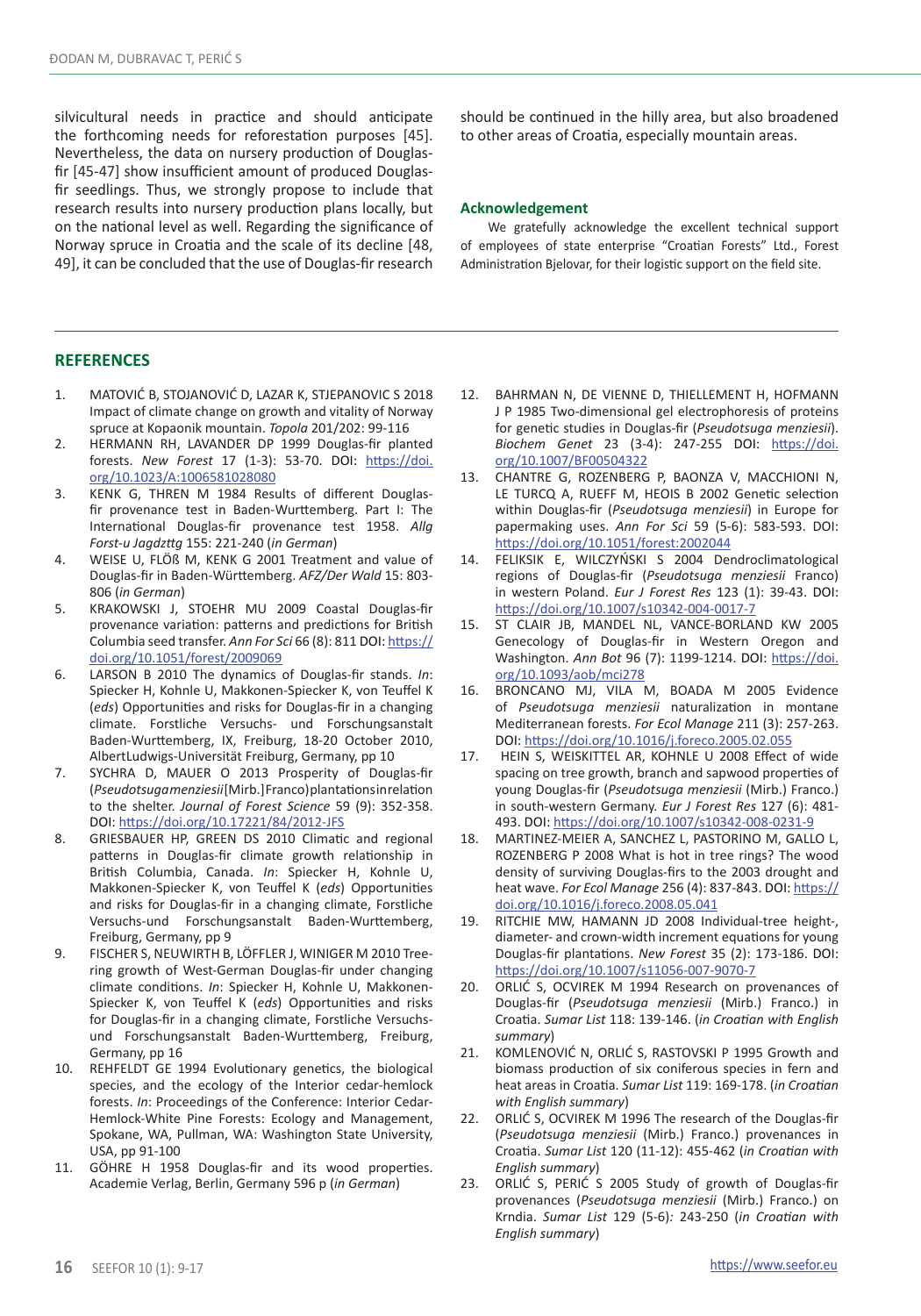silvicultural needs in practice and should anticipate the forthcoming needs for reforestation purposes [45]. Nevertheless, the data on nursery production of Douglas-fir [45-47] show insufficient amount of produced Douglas-fir seedlings. Thus, we strongly propose to include that research results into nursery production plans locally, but on the national level as well. Regarding the significance of Norway spruce in Croatia and the scale of its decline [48, 49], it can be concluded that the use of Douglas-fir research should be continued in the hilly area, but also broadened to other areas of Croatia, especially mountain areas.

## Acknowledgement

We gratefully acknowledge the excellent technical support of employees of state enterprise "Croatian Forests" Ltd., Forest Administration Bjelovar, for their logistic support on the field site.

## REFERENCES

1. MATOVIĆ B, STOJANOVIĆ D, LAZAR K, STJEPANOVIC S 2018 Impact of climate change on growth and vitality of Norway spruce at Kopaonik mountain. *Topola* 201/202: 99-116
2. HERMANN RH, LAVANDER DP 1999 Douglas-fir planted forests. *New Forest* 17 (1-3): 53-70. DOI: https://doi.org/10.1023/A:1006581028080
3. KENK G, THREN M 1984 Results of different Douglas-fir provenance test in Baden-Wurttemberg. Part I: The International Douglas-fir provenance test 1958. *Allg Forst-u Jagdzttg* 155: 221-240 (*in German*)
4. WEISE U, FLÖß M, KENK G 2001 Treatment and value of Douglas-fir in Baden-Württemberg. *AFZ/Der Wald* 15: 803-806 (*in German*)
5. KRAKOWSKI J, STOEHR MU 2009 Coastal Douglas-fir provenance variation: patterns and predictions for British Columbia seed transfer. *Ann For Sci* 66 (8): 811 DOI: https://doi.org/10.1051/forest/2009069
6. LARSON B 2010 The dynamics of Douglas-fir stands. *In*: Spiecker H, Kohnle U, Makkonen-Spiecker K, von Teuffel K (*eds*) Opportunities and risks for Douglas-fir in a changing climate. Forstliche Versuchs- und Forschungsanstalt Baden-Wurttemberg, IX, Freiburg, 18-20 October 2010, AlbertLudwigs-Universität Freiburg, Germany, pp 10
7. SYCHRA D, MAUER O 2013 Prosperity of Douglas-fir (*Pseudotsuga menziesii* [Mirb.] Franco) plantations in relation to the shelter. *Journal of Forest Science* 59 (9): 352-358. DOI: https://doi.org/10.17221/84/2012-JFS
8. GRIESBAUER HP, GREEN DS 2010 Climatic and regional patterns in Douglas-fir climate growth relationship in British Columbia, Canada. *In*: Spiecker H, Kohnle U, Makkonen-Spiecker K, von Teuffel K (*eds*) Opportunities and risks for Douglas-fir in a changing climate, Forstliche Versuchs-und Forschungsanstalt Baden-Wurttemberg, Freiburg, Germany, pp 9
9. FISCHER S, NEUWIRTH B, LÖFFLER J, WINIGER M 2010 Tree-ring growth of West-German Douglas-fir under changing climate conditions. *In*: Spiecker H, Kohnle U, Makkonen-Spiecker K, von Teuffel K (*eds*) Opportunities and risks for Douglas-fir in a changing climate, Forstliche Versuchs-und Forschungsanstalt Baden-Wurttemberg, Freiburg, Germany, pp 16
10. REHFELDT GE 1994 Evolutionary genetics, the biological species, and the ecology of the Interior cedar-hemlock forests. *In*: Proceedings of the Conference: Interior Cedar-Hemlock-White Pine Forests: Ecology and Management, Spokane, WA, Pullman, WA: Washington State University, USA, pp 91-100
11. GÖHRE H 1958 Douglas-fir and its wood properties. Academie Verlag, Berlin, Germany 596 p (*in German*)
12. BAHRMAN N, DE VIENNE D, THIELLEMENT H, HOFMANN J P 1985 Two-dimensional gel electrophoresis of proteins for genetic studies in Douglas-fir (*Pseudotsuga menziesii*). *Biochem Genet* 23 (3-4): 247-255 DOI: https://doi.org/10.1007/BF00504322
13. CHANTRE G, ROZENBERG P, BAONZA V, MACCHIONI N, LE TURCQ A, RUEFF M, HEOIS B 2002 Genetic selection within Douglas-fir (*Pseudotsuga menziesii*) in Europe for papermaking uses. *Ann For Sci* 59 (5-6): 583-593. DOI: https://doi.org/10.1051/forest:2002044
14. FELIKSIK E, WILCZYŃSKI S 2004 Dendroclimatological regions of Douglas-fir (*Pseudotsuga menziesii* Franco) in western Poland. *Eur J Forest Res* 123 (1): 39-43. DOI: https://doi.org/10.1007/s10342-004-0017-7
15. ST CLAIR JB, MANDEL NL, VANCE-BORLAND KW 2005 Genecology of Douglas-fir in Western Oregon and Washington. *Ann Bot* 96 (7): 1199-1214. DOI: https://doi.org/10.1093/aob/mci278
16. BRONCANO MJ, VILA M, BOADA M 2005 Evidence of *Pseudotsuga menziesii* naturalization in montane Mediterranean forests. *For Ecol Manage* 211 (3): 257-263. DOI: https://doi.org/10.1016/j.foreco.2005.02.055
17. HEIN S, WEISKITTEL AR, KOHNLE U 2008 Effect of wide spacing on tree growth, branch and sapwood properties of young Douglas-fir (*Pseudotsuga menziesii* (Mirb.) Franco.) in south-western Germany. *Eur J Forest Res* 127 (6): 481-493. DOI: https://doi.org/10.1007/s10342-008-0231-9
18. MARTINEZ-MEIER A, SANCHEZ L, PASTORINO M, GALLO L, ROZENBERG P 2008 What is hot in tree rings? The wood density of surviving Douglas-firs to the 2003 drought and heat wave. *For Ecol Manage* 256 (4): 837-843. DOI: https://doi.org/10.1016/j.foreco.2008.05.041
19. RITCHIE MW, HAMANN JD 2008 Individual-tree height-, diameter- and crown-width increment equations for young Douglas-fir plantations. *New Forest* 35 (2): 173-186. DOI: https://doi.org/10.1007/s11056-007-9070-7
20. ORLIĆ S, OCVIREK M 1994 Research on provenances of Douglas-fir (*Pseudotsuga menziesii* (Mirb.) Franco.) in Croatia. *Sumar List* 118: 139-146. (*in Croatian with English summary*)
21. KOMLENOVIĆ N, ORLIĆ S, RASTOVSKI P 1995 Growth and biomass production of six coniferous species in fern and heat areas in Croatia. *Sumar List* 119: 169-178. (*in Croatian with English summary*)
22. ORLIĆ S, OCVIREK M 1996 The research of the Douglas-fir (*Pseudotsuga menziesii* (Mirb.) Franco.) provenances in Croatia. *Sumar List* 120 (11-12): 455-462 (*in Croatian with English summary*)
23. ORLIĆ S, PERIĆ S 2005 Study of growth of Douglas-fir provenances (*Pseudotsuga menziesii* (Mirb.) Franco.) on Krndia. *Sumar List* 129 (5-6): 243-250 (*in Croatian with English summary*)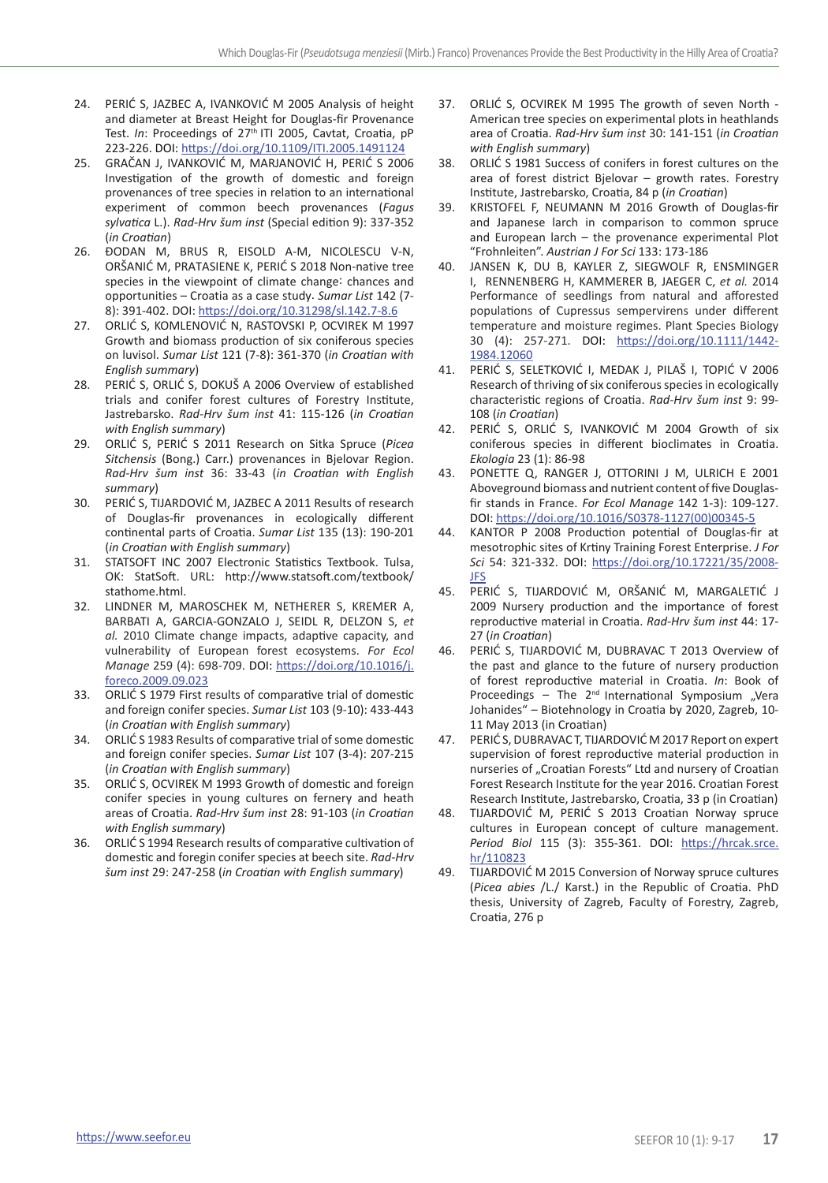24. PERIĆ S, JAZBEC A, IVANKOVIĆ M 2005 Analysis of height and diameter at Breast Height for Douglas-fir Provenance Test. *In*: Proceedings of 27th ITI 2005, Cavtat, Croatia, pP 223-226. DOI: https://doi.org/10.1109/ITI.2005.1491124
25. GRAČAN J, IVANKOVIĆ M, MARJANOVIĆ H, PERIĆ S 2006 Investigation of the growth of domestic and foreign provenances of tree species in relation to an international experiment of common beech provenances (*Fagus sylvatica* L.). *Rad-Hrv šum inst* (Special edition 9): 337-352 (*in Croatian*)
26. ĐODAN M, BRUS R, EISOLD A-M, NICOLESCU V-N, ORŠANIĆ M, PRATASIENE K, PERIĆ S 2018 Non-native tree species in the viewpoint of climate change: chances and opportunities – Croatia as a case study. *Sumar List* 142 (7-8): 391-402. DOI: https://doi.org/10.31298/sl.142.7-8.6
27. ORLIĆ S, KOMLENOVIĆ N, RASTOVSKI P, OCVIREK M 1997 Growth and biomass production of six coniferous species on luvisol. *Sumar List* 121 (7-8): 361-370 (*in Croatian with English summary*)
28. PERIĆ S, ORLIĆ S, DOKUŠ A 2006 Overview of established trials and conifer forest cultures of Forestry Institute, Jastrebarsko. *Rad-Hrv šum inst* 41: 115-126 (*in Croatian with English summary*)
29. ORLIĆ S, PERIĆ S 2011 Research on Sitka Spruce (*Picea Sitchensis* (Bong.) Carr.) provenances in Bjelovar Region. *Rad-Hrv šum inst* 36: 33-43 (*in Croatian with English summary*)
30. PERIĆ S, TIJARDOVIĆ M, JAZBEC A 2011 Results of research of Douglas-fir provenances in ecologically different continental parts of Croatia. *Sumar List* 135 (13): 190-201 (*in Croatian with English summary*)
31. STATSOFT INC 2007 Electronic Statistics Textbook. Tulsa, OK: StatSoft. URL: http://www.statsoft.com/textbook/stathome.html.
32. LINDNER M, MAROSCHEK M, NETHERER S, KREMER A, BARBATI A, GARCIA-GONZALO J, SEIDL R, DELZON S, *et al.* 2010 Climate change impacts, adaptive capacity, and vulnerability of European forest ecosystems. *For Ecol Manage* 259 (4): 698-709. DOI: https://doi.org/10.1016/j.foreco.2009.09.023
33. ORLIĆ S 1979 First results of comparative trial of domestic and foreign conifer species. *Sumar List* 103 (9-10): 433-443 (*in Croatian with English summary*)
34. ORLIĆ S 1983 Results of comparative trial of some domestic and foreign conifer species. *Sumar List* 107 (3-4): 207-215 (*in Croatian with English summary*)
35. ORLIĆ S, OCVIREK M 1993 Growth of domestic and foreign conifer species in young cultures on fernery and heath areas of Croatia. *Rad-Hrv šum inst* 28: 91-103 (*in Croatian with English summary*)
36. ORLIĆ S 1994 Research results of comparative cultivation of domestic and foregin conifer species at beech site. *Rad-Hrv šum inst* 29: 247-258 (*in Croatian with English summary*)
37. ORLIĆ S, OCVIREK M 1995 The growth of seven North - American tree species on experimental plots in heathlands area of Croatia. *Rad-Hrv šum inst* 30: 141-151 (*in Croatian with English summary*)
38. ORLIĆ S 1981 Success of conifers in forest cultures on the area of forest district Bjelovar – growth rates. Forestry Institute, Jastrebarsko, Croatia, 84 p (*in Croatian*)
39. KRISTOFEL F, NEUMANN M 2016 Growth of Douglas-fir and Japanese larch in comparison to common spruce and European larch – the provenance experimental Plot "Frohnleiten". *Austrian J For Sci* 133: 173-186
40. JANSEN K, DU B, KAYLER Z, SIEGWOLF R, ENSMINGER I, RENNENBERG H, KAMMERER B, JAEGER C, *et al.* 2014 Performance of seedlings from natural and afforested populations of Cupressus sempervirens under different temperature and moisture regimes. Plant Species Biology 30 (4): 257-271. DOI: https://doi.org/10.1111/1442-1984.12060
41. PERIĆ S, SELETKOVIĆ I, MEDAK J, PILAŠ I, TOPIĆ V 2006 Research of thriving of six coniferous species in ecologically characteristic regions of Croatia. *Rad-Hrv šum inst* 9: 99-108 (*in Croatian*)
42. PERIĆ S, ORLIĆ S, IVANKOVIĆ M 2004 Growth of six coniferous species in different bioclimates in Croatia. *Ekologia* 23 (1): 86-98
43. PONETTE Q, RANGER J, OTTORINI J M, ULRICH E 2001 Aboveground biomass and nutrient content of five Douglas-fir stands in France. *For Ecol Manage* 142 1-3): 109-127. DOI: https://doi.org/10.1016/S0378-1127(00)00345-5
44. KANTOR P 2008 Production potential of Douglas-fir at mesotrophic sites of Krtiny Training Forest Enterprise. *J For Sci* 54: 321-332. DOI: https://doi.org/10.17221/35/2008-JFS
45. PERIĆ S, TIJARDOVIĆ M, ORŠANIĆ M, MARGALETIĆ J 2009 Nursery production and the importance of forest reproductive material in Croatia. *Rad-Hrv šum inst* 44: 17-27 (*in Croatian*)
46. PERIĆ S, TIJARDOVIĆ M, DUBRAVAC T 2013 Overview of the past and glance to the future of nursery production of forest reproductive material in Croatia. *In*: Book of Proceedings – The 2nd International Symposium „Vera Johanides" – Biotehnology in Croatia by 2020, Zagreb, 10-11 May 2013 (in Croatian)
47. PERIĆ S, DUBRAVAC T, TIJARDOVIĆ M 2017 Report on expert supervision of forest reproductive material production in nurseries of „Croatian Forests" Ltd and nursery of Croatian Forest Research Institute for the year 2016. Croatian Forest Research Institute, Jastrebarsko, Croatia, 33 p (in Croatian)
48. TIJARDOVIĆ M, PERIĆ S 2013 Croatian Norway spruce cultures in European concept of culture management. *Period Biol* 115 (3): 355-361. DOI: https://hrcak.srce.hr/110823
49. TIJARDOVIĆ M 2015 Conversion of Norway spruce cultures (*Picea abies* /L./ Karst.) in the Republic of Croatia. PhD thesis, University of Zagreb, Faculty of Forestry, Zagreb, Croatia, 276 p